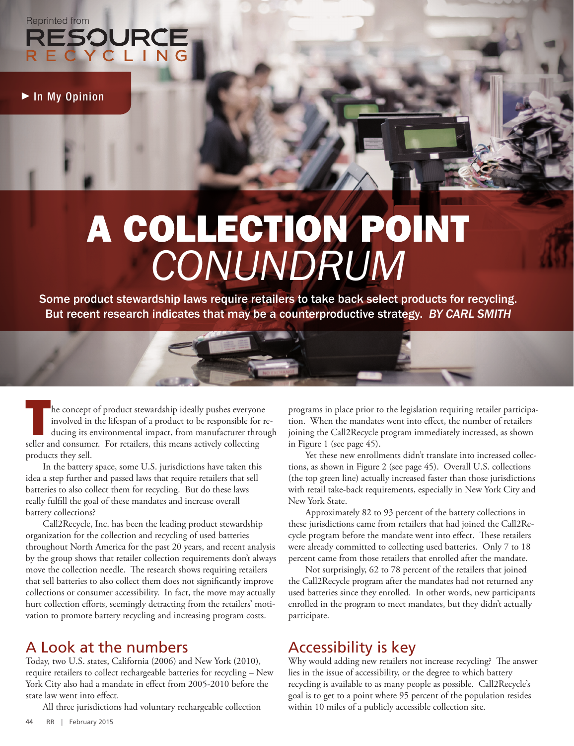Reprinted from RESOURCE RECYCLING

In My Opinion

# A COLLECTION POINT *CONUNDRUM*

Some product stewardship laws require retailers to take back select products for recycling. But recent research indicates that may be a counterproductive strategy. *BY CARL SMITH*

The concept of product stewardship ideally pushes everyone involved in the lifespan of a product to be responsible for reducing its environmental impact, from manufacturer through seller and consumer. For retailers, this means actively collecting products they sell.

In the battery space, some U.S. jurisdictions have taken this idea a step further and passed laws that require retailers that sell batteries to also collect them for recycling. But do these laws really fulfill the goal of these mandates and increase overall battery collections?

Call2Recycle, Inc. has been the leading product stewardship organization for the collection and recycling of used batteries throughout North America for the past 20 years, and recent analysis by the group shows that retailer collection requirements don't always move the collection needle. The research shows requiring retailers that sell batteries to also collect them does not significantly improve collections or consumer accessibility. In fact, the move may actually hurt collection efforts, seemingly detracting from the retailers' motivation to promote battery recycling and increasing program costs.

## A Look at the numbers

Today, two U.S. states, California (2006) and New York (2010), require retailers to collect rechargeable batteries for recycling – New York City also had a mandate in effect from 2005-2010 before the state law went into effect.

All three jurisdictions had voluntary rechargeable collection programs in place prior to the legislation requiring retailer participation. When the mandates went into effect, the number of retailers joining the Call2Recycle program immediately increased, as shown in Figure 1 (see page 45).

Yet these new enrollments didn't translate into increased collections, as shown in Figure 2 (see page 45). Overall U.S. collections (the top green line) actually increased faster than those jurisdictions with retail take-back requirements, especially in New York City and New York State.

Approximately 82 to 93 percent of the battery collections in these jurisdictions came from retailers that had joined the Call2Recycle program before the mandate went into effect. These retailers were already committed to collecting used batteries. Only 7 to 18 percent came from those retailers that enrolled after the mandate.

Not surprisingly, 62 to 78 percent of the retailers that joined the Call2Recycle program after the mandates had not returned any used batteries since they enrolled. In other words, new participants enrolled in the program to meet mandates, but they didn't actually participate.

## Accessibility is key

Why would adding new retailers not increase recycling? The answer lies in the issue of accessibility, or the degree to which battery recycling is available to as many people as possible. Call2Recycle's goal is to get to a point where 95 percent of the population resides within 10 miles of a publicly accessible collection site.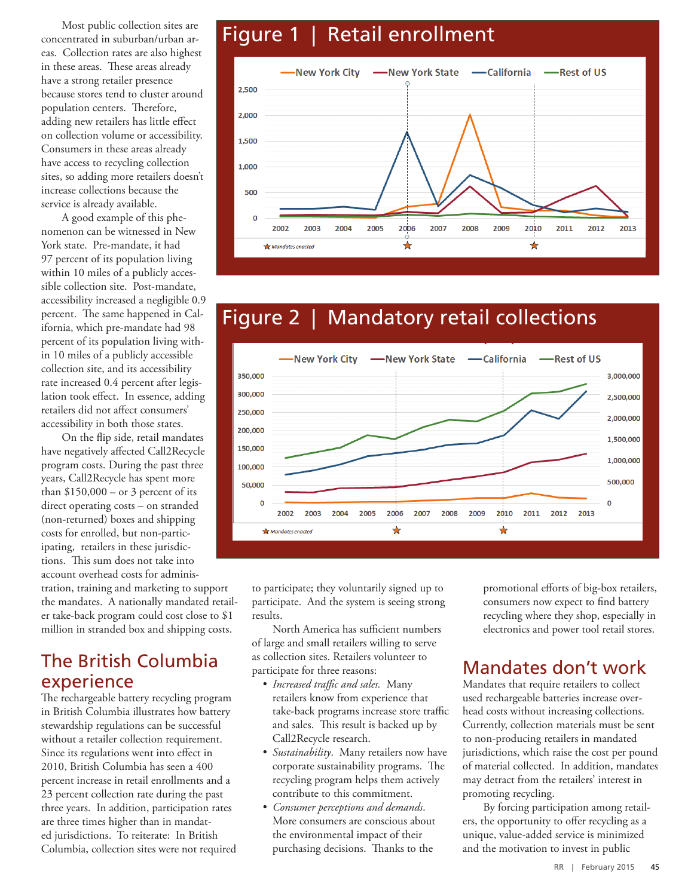Most public collection sites are concentrated in suburban/urban areas. Collection rates are also highest in these areas. These areas already have a strong retailer presence because stores tend to cluster around population centers. Therefore, adding new retailers has little effect on collection volume or accessibility. Consumers in these areas already have access to recycling collection sites, so adding more retailers doesn't increase collections because the service is already available.

A good example of this phenomenon can be witnessed in New York state. Pre-mandate, it had 97 percent of its population living within 10 miles of a publicly accessible collection site. Post-mandate, accessibility increased a negligible 0.9 percent. The same happened in California, which pre-mandate had 98 percent of its population living within 10 miles of a publicly accessible collection site, and its accessibility rate increased 0.4 percent after legislation took effect. In essence, adding retailers did not affect consumers' accessibility in both those states.

On the flip side, retail mandates have negatively affected Call2Recycle program costs. During the past three years, Call2Recycle has spent more than $150,000 – or 3 percent of its direct operating costs – on stranded (non-returned) boxes and shipping costs for enrolled, but non-participating, retailers in these jurisdictions. This sum does not take into account overhead costs for administration, training and marketing to support the mandates. A nationally mandated retailer take-back program could cost close to $1 million in stranded box and shipping costs.

## Figure 1 | Retail enrollment

New York City, New York State, California, Rest of US (2002–2013). ★ Mandates enacted

## Figure 2 | Mandatory retail collections

New York City, New York State, California, Rest of US (2002–2013). ★ Mandates enacted

## The British Columbia experience

The rechargeable battery recycling program in British Columbia illustrates how battery stewardship regulations can be successful without a retailer collection requirement. Since its regulations went into effect in 2010, British Columbia has seen a 400 percent increase in retail enrollments and a 23 percent collection rate during the past three years. In addition, participation rates are three times higher than in mandated jurisdictions. To reiterate: In British Columbia, collection sites were not required to participate; they voluntarily signed up to participate. And the system is seeing strong results.

North America has sufficient numbers of large and small retailers willing to serve as collection sites. Retailers volunteer to participate for three reasons:

- *Increased traffic and sales.* Many retailers know from experience that take-back programs increase store traffic and sales. This result is backed up by Call2Recycle research.
- *Sustainability*. Many retailers now have corporate sustainability programs. The recycling program helps them actively contribute to this commitment.
- *Consumer perceptions and demands.* More consumers are conscious about the environmental impact of their purchasing decisions. Thanks to the promotional efforts of big-box retailers, consumers now expect to find battery recycling where they shop, especially in electronics and power tool retail stores.

## Mandates don't work

Mandates that require retailers to collect used rechargeable batteries increase overhead costs without increasing collections. Currently, collection materials must be sent to non-producing retailers in mandated jurisdictions, which raise the cost per pound of material collected. In addition, mandates may detract from the retailers' interest in promoting recycling.

By forcing participation among retailers, the opportunity to offer recycling as a unique, value-added service is minimized and the motivation to invest in public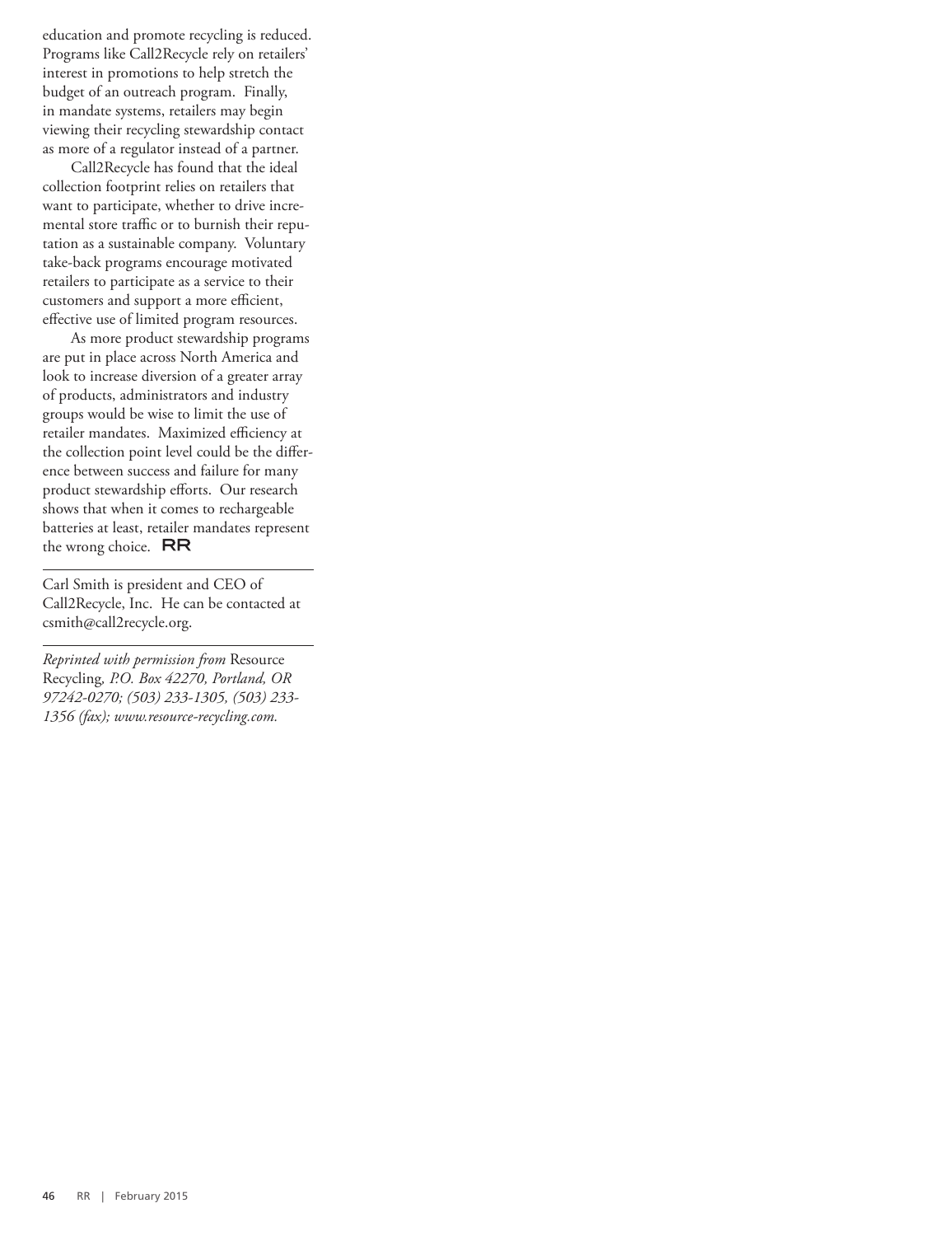education and promote recycling is reduced. Programs like Call2Recycle rely on retailers' interest in promotions to help stretch the budget of an outreach program. Finally, in mandate systems, retailers may begin viewing their recycling stewardship contact as more of a regulator instead of a partner.

Call2Recycle has found that the ideal collection footprint relies on retailers that want to participate, whether to drive incremental store traffic or to burnish their reputation as a sustainable company. Voluntary take-back programs encourage motivated retailers to participate as a service to their customers and support a more efficient, effective use of limited program resources.

As more product stewardship programs are put in place across North America and look to increase diversion of a greater array of products, administrators and industry groups would be wise to limit the use of retailer mandates. Maximized efficiency at the collection point level could be the difference between success and failure for many product stewardship efforts. Our research shows that when it comes to rechargeable batteries at least, retailer mandates represent the wrong choice. **RR**

---

Carl Smith is president and CEO of Call2Recycle, Inc. He can be contacted at csmith@call2recycle.org.

---

*Reprinted with permission from* Resource Recycling*, P.O. Box 42270, Portland, OR 97242-0270; (503) 233-1305, (503) 233-1356 (fax); www.resource-recycling.com.*